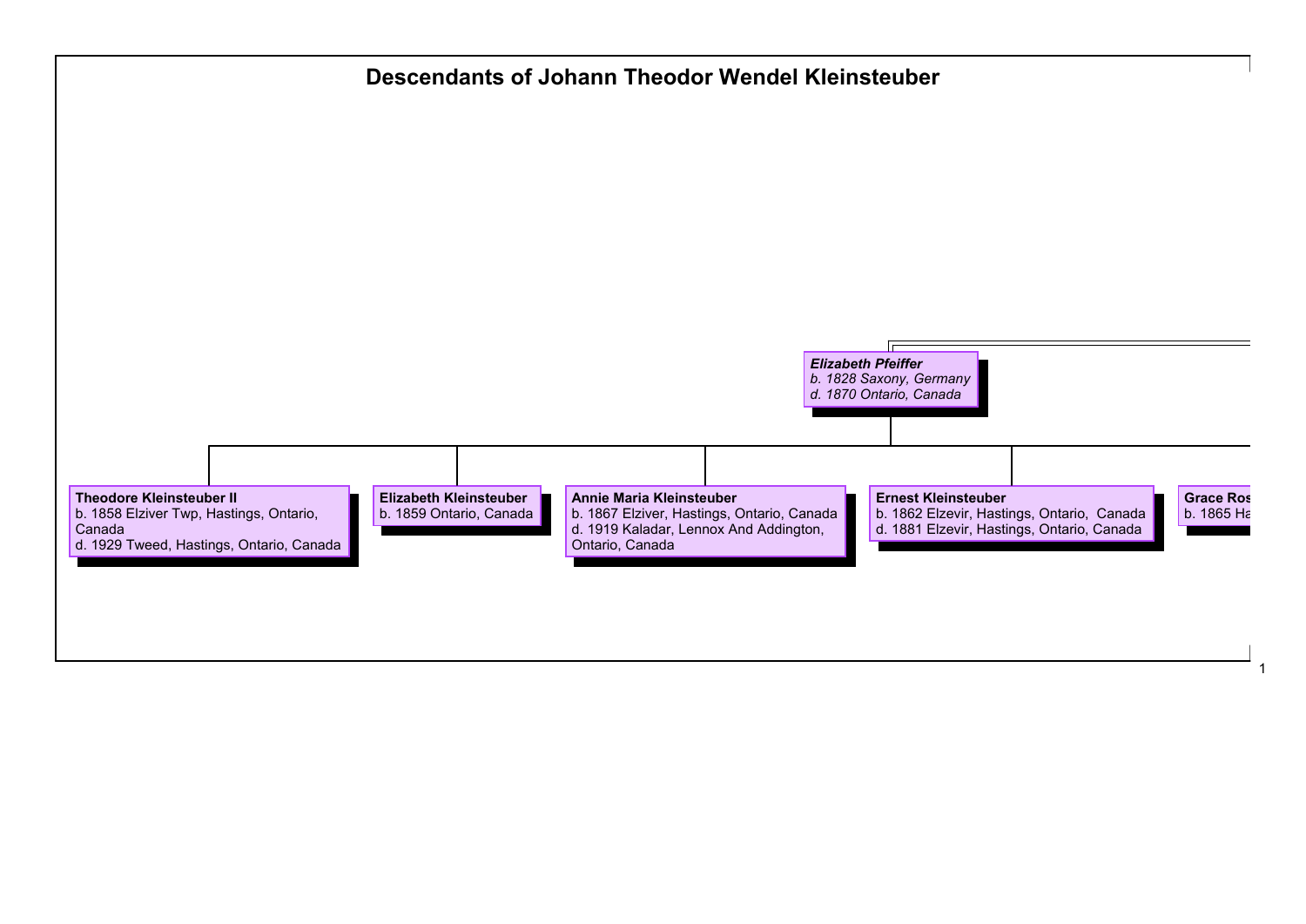# Descendants of Johann Theodor Wendel Kleinsteuber

***Elizabeth Pfeiffer***
*b. 1828 Saxony, Germany*
*d. 1870 Ontario, Canada*

**Theodore Kleinsteuber II**
b. 1858 Elziver Twp, Hastings, Ontario, Canada
d. 1929 Tweed, Hastings, Ontario, Canada

**Elizabeth Kleinsteuber**
b. 1859 Ontario, Canada

**Annie Maria Kleinsteuber**
b. 1867 Elziver, Hastings, Ontario, Canada
d. 1919 Kaladar, Lennox And Addington, Ontario, Canada

**Ernest Kleinsteuber**
b. 1862 Elzevir, Hastings, Ontario, Canada
d. 1881 Elzevir, Hastings, Ontario, Canada

**Grace Ros**
b. 1865 Ha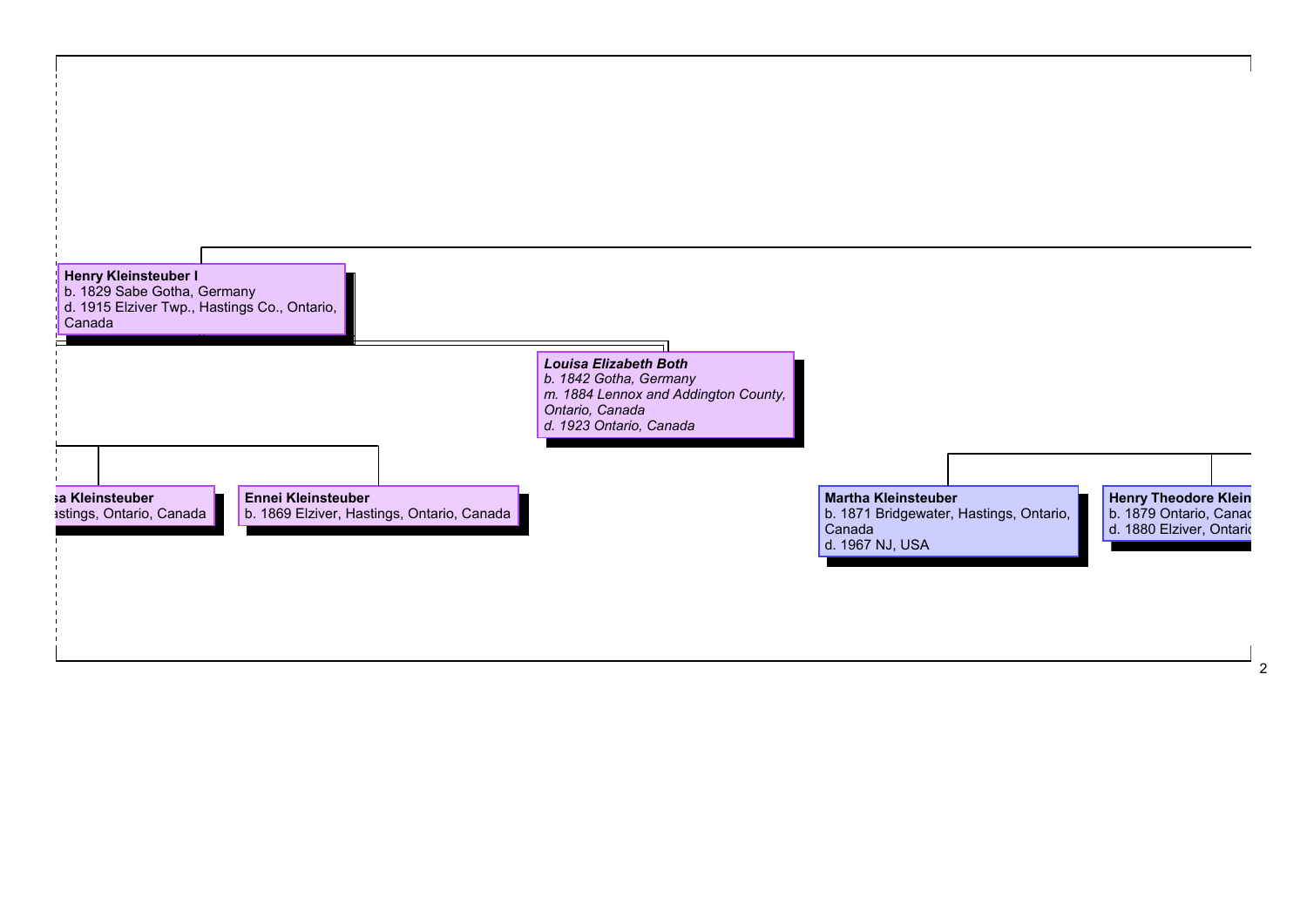**Henry Kleinsteuber I**
b. 1829 Sabe Gotha, Germany
d. 1915 Elziver Twp., Hastings Co., Ontario, Canada

***Louisa Elizabeth Both***
*b. 1842 Gotha, Germany*
*m. 1884 Lennox and Addington County, Ontario, Canada*
*d. 1923 Ontario, Canada*

**sa Kleinsteuber**
astings, Ontario, Canada

**Ennei Kleinsteuber**
b. 1869 Elziver, Hastings, Ontario, Canada

**Martha Kleinsteuber**
b. 1871 Bridgewater, Hastings, Ontario, Canada
d. 1967 NJ, USA

**Henry Theodore Klein**
b. 1879 Ontario, Canad
d. 1880 Elziver, Ontario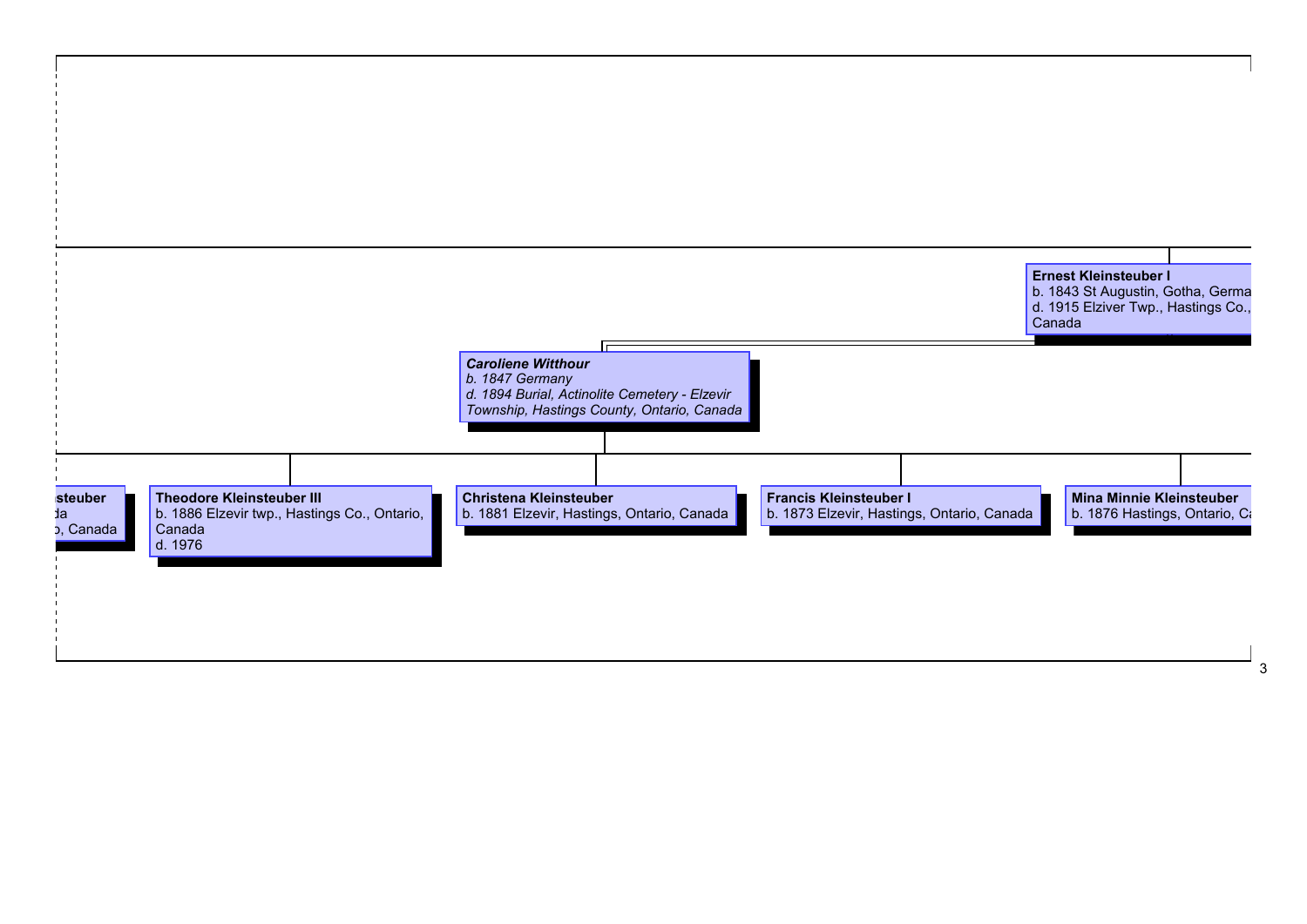**Ernest Kleinsteuber I**
b. 1843 St Augustin, Gotha, Germa
d. 1915 Elziver Twp., Hastings Co.,
Canada

***Caroliene Witthour***
*b. 1847 Germany*
*d. 1894 Burial, Actinolite Cemetery - Elzevir Township, Hastings County, Ontario, Canada*

**steuber**
da
o, Canada

**Theodore Kleinsteuber III**
b. 1886 Elzevir twp., Hastings Co., Ontario, Canada
d. 1976

**Christena Kleinsteuber**
b. 1881 Elzevir, Hastings, Ontario, Canada

**Francis Kleinsteuber I**
b. 1873 Elzevir, Hastings, Ontario, Canada

**Mina Minnie Kleinsteuber**
b. 1876 Hastings, Ontario, Ca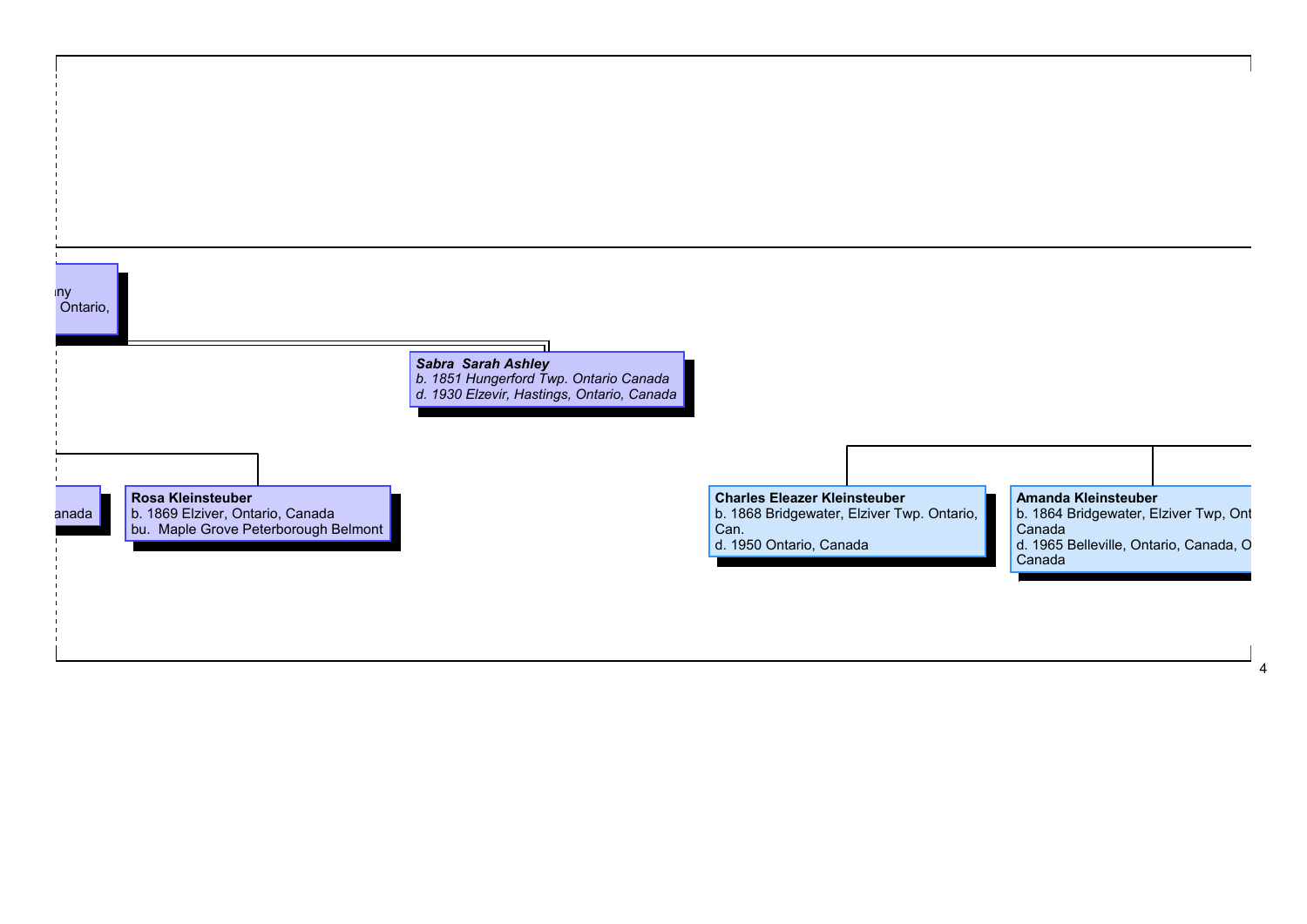...ny
... Ontario,

***Sabra  Sarah Ashley***
*b. 1851 Hungerford Twp. Ontario Canada*
*d. 1930 Elzevir, Hastings, Ontario, Canada*

...anada

**Rosa Kleinsteuber**
b. 1869 Elziver, Ontario, Canada
bu.  Maple Grove Peterborough Belmont

**Charles Eleazer Kleinsteuber**
b. 1868 Bridgewater, Elziver Twp. Ontario, Can.
d. 1950 Ontario, Canada

**Amanda Kleinsteuber**
b. 1864 Bridgewater, Elziver Twp, Ont... Canada
d. 1965 Belleville, Ontario, Canada, O... Canada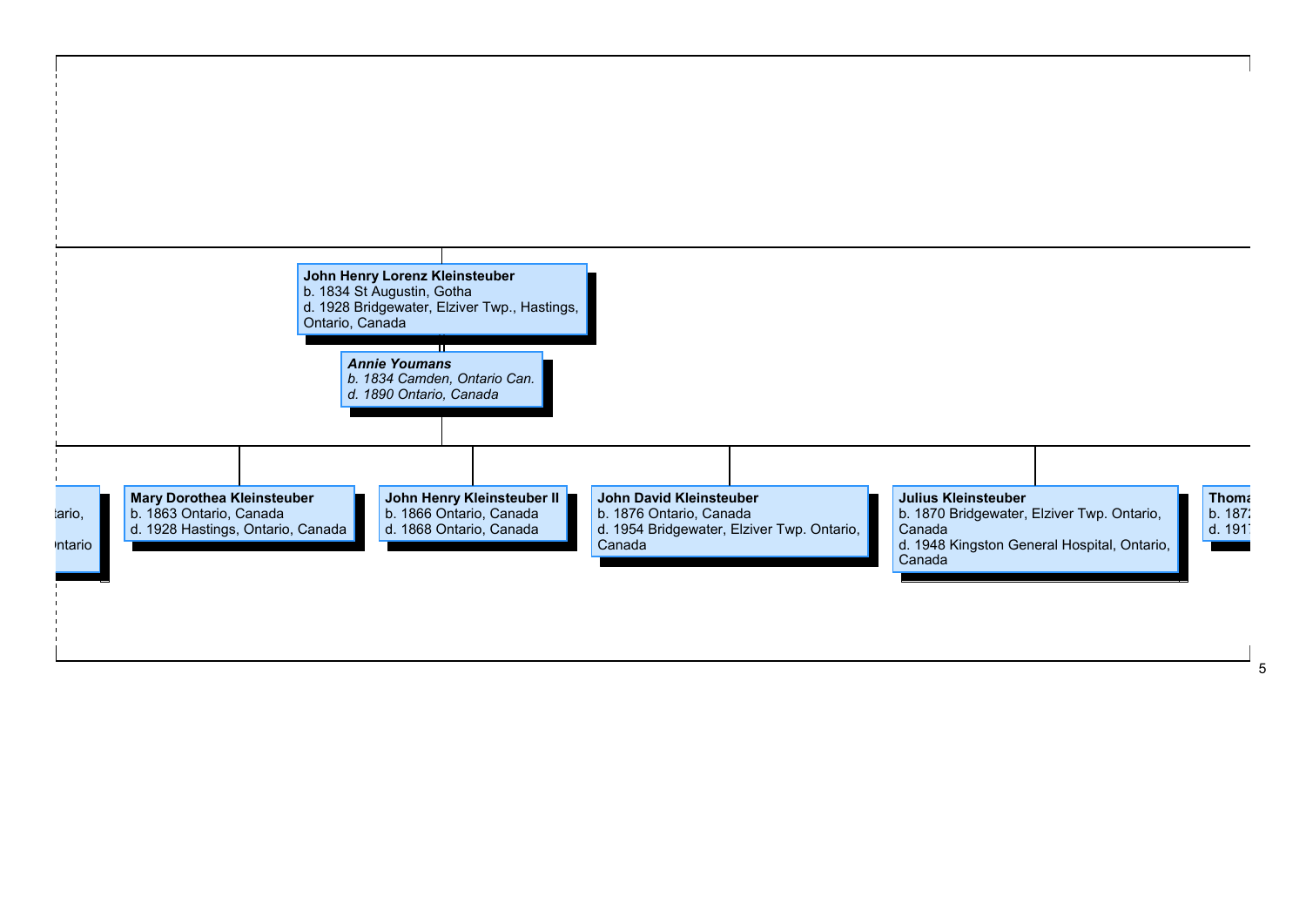**John Henry Lorenz Kleinsteuber**
b. 1834 St Augustin, Gotha
d. 1928 Bridgewater, Elziver Twp., Hastings, Ontario, Canada

***Annie Youmans***
*b. 1834 Camden, Ontario Can.*
*d. 1890 Ontario, Canada*

---

tario,

Ontario

**Mary Dorothea Kleinsteuber**
b. 1863 Ontario, Canada
d. 1928 Hastings, Ontario, Canada

**John Henry Kleinsteuber II**
b. 1866 Ontario, Canada
d. 1868 Ontario, Canada

**John David Kleinsteuber**
b. 1876 Ontario, Canada
d. 1954 Bridgewater, Elziver Twp. Ontario, Canada

**Julius Kleinsteuber**
b. 1870 Bridgewater, Elziver Twp. Ontario, Canada
d. 1948 Kingston General Hospital, Ontario, Canada

**Thoma**
b. 1872
d. 1917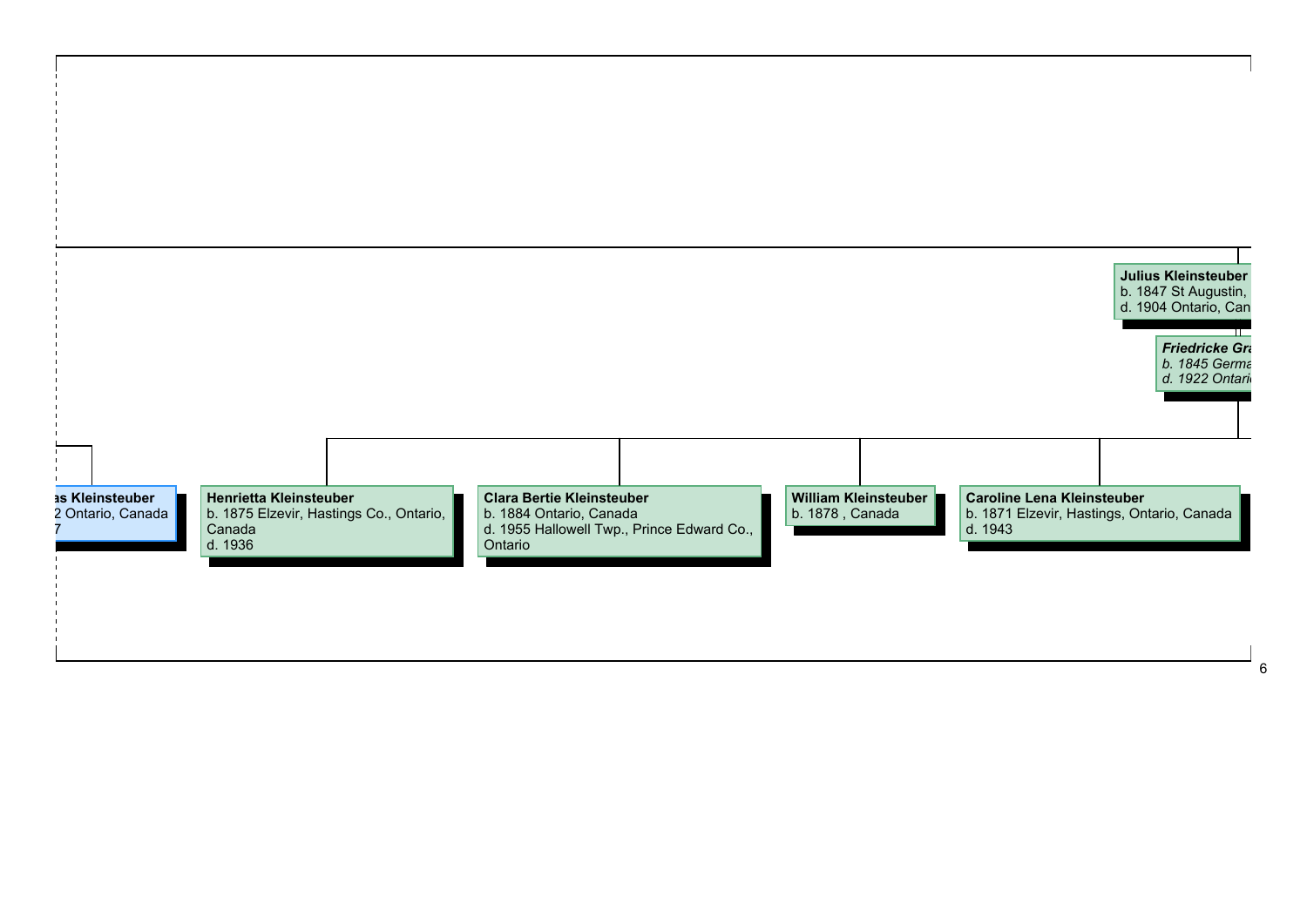**Julius Kleinsteuber**
b. 1847 St Augustin,
d. 1904 Ontario, Can

***Friedricke Gra***
*b. 1845 Germa*
*d. 1922 Ontari*

**as Kleinsteuber**
2 Ontario, Canada
7

**Henrietta Kleinsteuber**
b. 1875 Elzevir, Hastings Co., Ontario, Canada
d. 1936

**Clara Bertie Kleinsteuber**
b. 1884 Ontario, Canada
d. 1955 Hallowell Twp., Prince Edward Co., Ontario

**William Kleinsteuber**
b. 1878 , Canada

**Caroline Lena Kleinsteuber**
b. 1871 Elzevir, Hastings, Ontario, Canada
d. 1943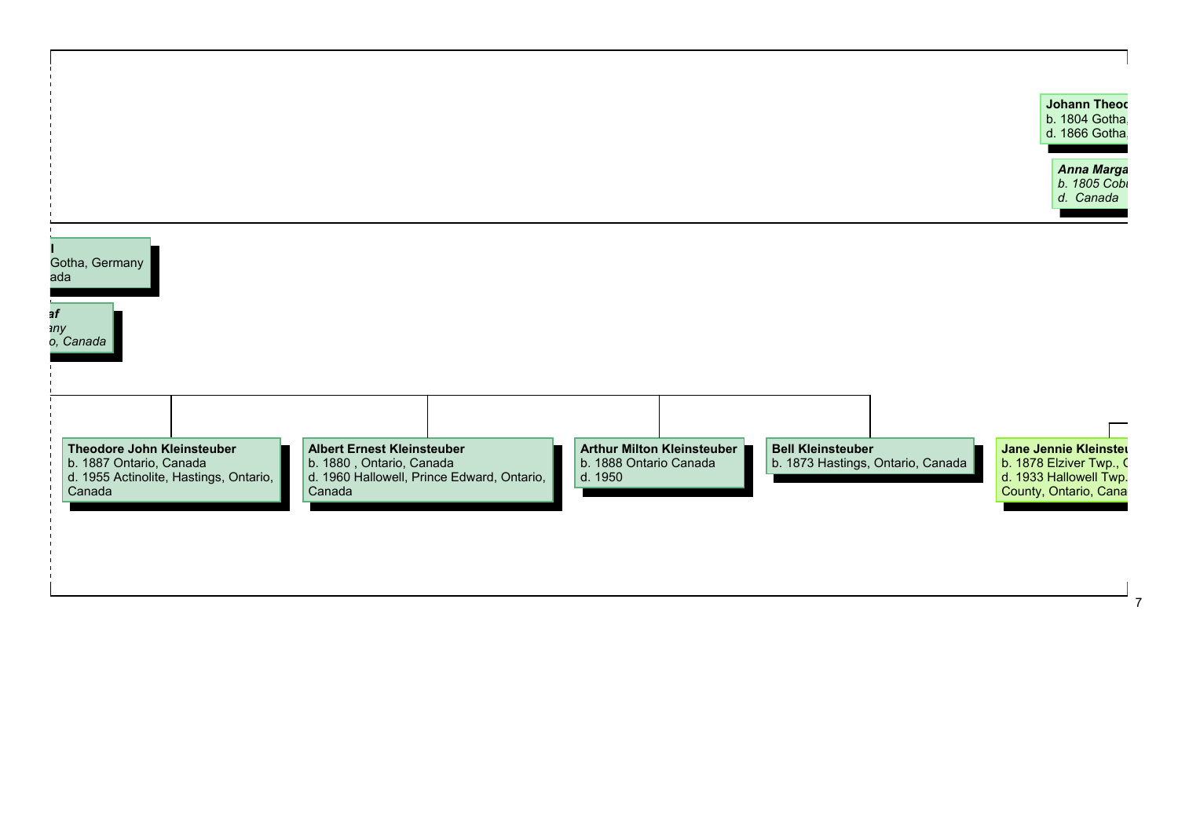**Johann Theod**
b. 1804 Gotha,
d. 1866 Gotha,

***Anna Marga***
*b. 1805 Cobu*
*d. Canada*

**l**
Gotha, Germany
ada

***af***
*any*
*o, Canada*

**Theodore John Kleinsteuber**
b. 1887 Ontario, Canada
d. 1955 Actinolite, Hastings, Ontario, Canada

**Albert Ernest Kleinsteuber**
b. 1880 , Ontario, Canada
d. 1960 Hallowell, Prince Edward, Ontario, Canada

**Arthur Milton Kleinsteuber**
b. 1888 Ontario Canada
d. 1950

**Bell Kleinsteuber**
b. 1873 Hastings, Ontario, Canada

**Jane Jennie Kleinsteu**
b. 1878 Elziver Twp., C
d. 1933 Hallowell Twp.
County, Ontario, Cana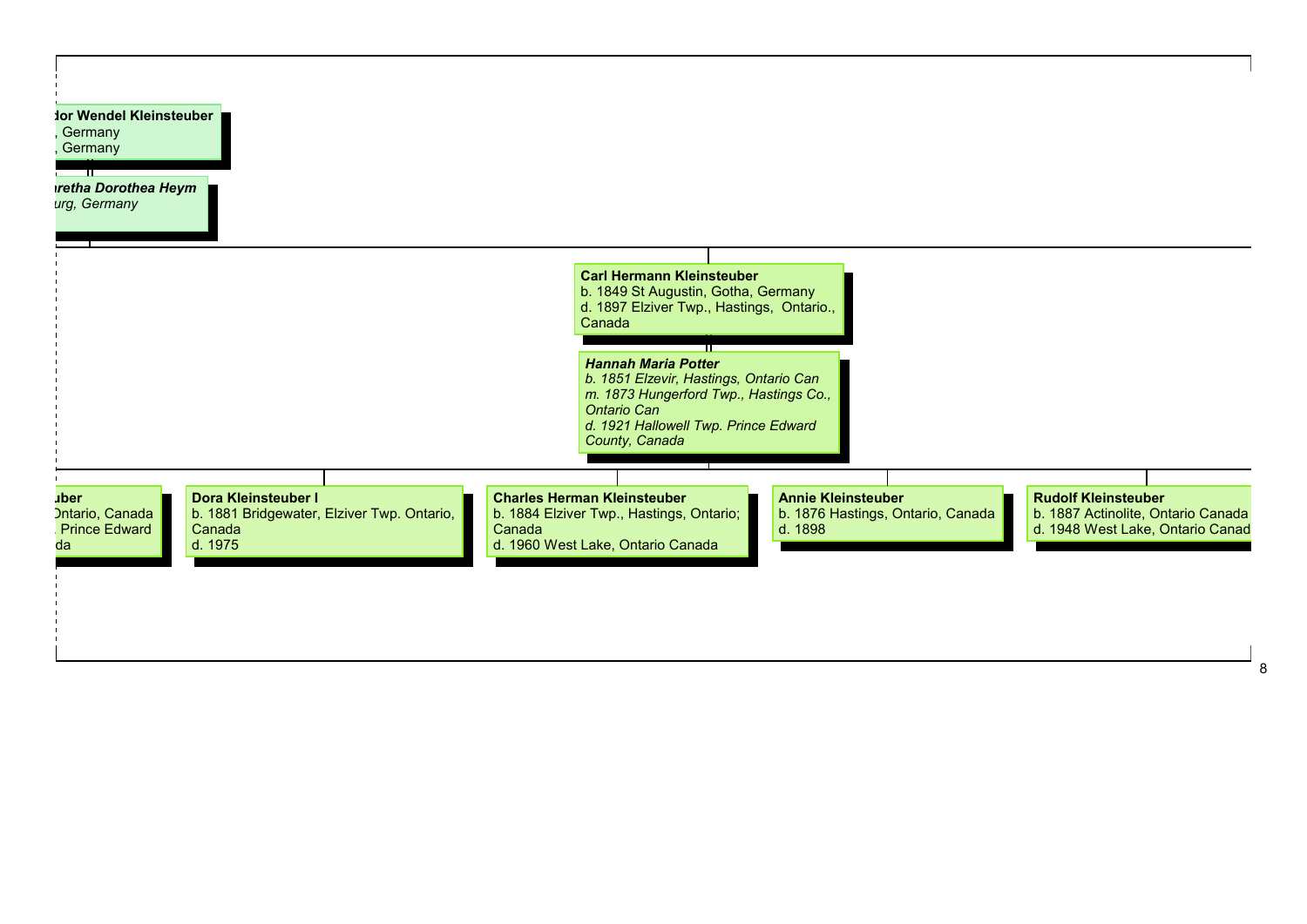**...dor Wendel Kleinsteuber**
..., Germany
..., Germany

***...aretha Dorothea Heym***
*...urg, Germany*

**Carl Hermann Kleinsteuber**
b. 1849 St Augustin, Gotha, Germany
d. 1897 Elziver Twp., Hastings, Ontario., Canada

***Hannah Maria Potter***
*b. 1851 Elzevir, Hastings, Ontario Can*
*m. 1873 Hungerford Twp., Hastings Co., Ontario Can*
*d. 1921 Hallowell Twp. Prince Edward County, Canada*

**...uber**
...Ontario, Canada
... Prince Edward
...da

**Dora Kleinsteuber I**
b. 1881 Bridgewater, Elziver Twp. Ontario, Canada
d. 1975

**Charles Herman Kleinsteuber**
b. 1884 Elziver Twp., Hastings, Ontario; Canada
d. 1960 West Lake, Ontario Canada

**Annie Kleinsteuber**
b. 1876 Hastings, Ontario, Canada
d. 1898

**Rudolf Kleinsteuber**
b. 1887 Actinolite, Ontario Canada
d. 1948 West Lake, Ontario Canad...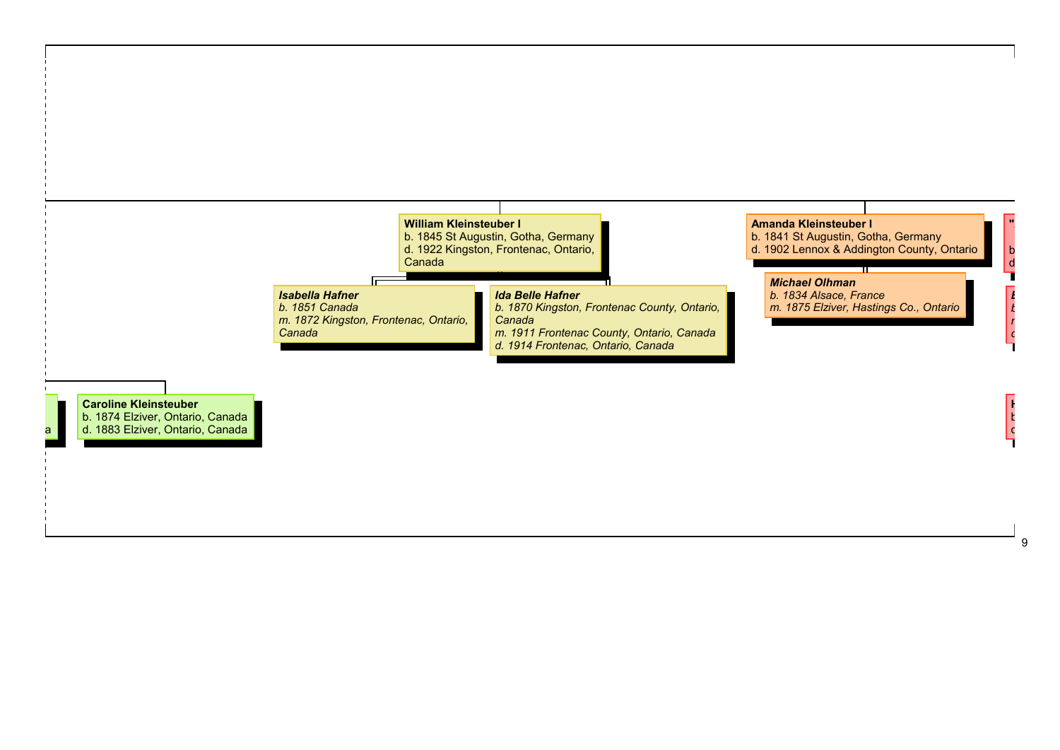**William Kleinsteuber I**
b. 1845 St Augustin, Gotha, Germany
d. 1922 Kingston, Frontenac, Ontario, Canada

***Isabella Hafner***
*b. 1851 Canada*
*m. 1872 Kingston, Frontenac, Ontario, Canada*

***Ida Belle Hafner***
*b. 1870 Kingston, Frontenac County, Ontario, Canada*
*m. 1911 Frontenac County, Ontario, Canada*
*d. 1914 Frontenac, Ontario, Canada*

**Amanda Kleinsteuber I**
b. 1841 St Augustin, Gotha, Germany
d. 1902 Lennox & Addington County, Ontario

***Michael Olhman***
*b. 1834 Alsace, France*
*m. 1875 Elziver, Hastings Co., Ontario*

**Caroline Kleinsteuber**
b. 1874 Elziver, Ontario, Canada
d. 1883 Elziver, Ontario, Canada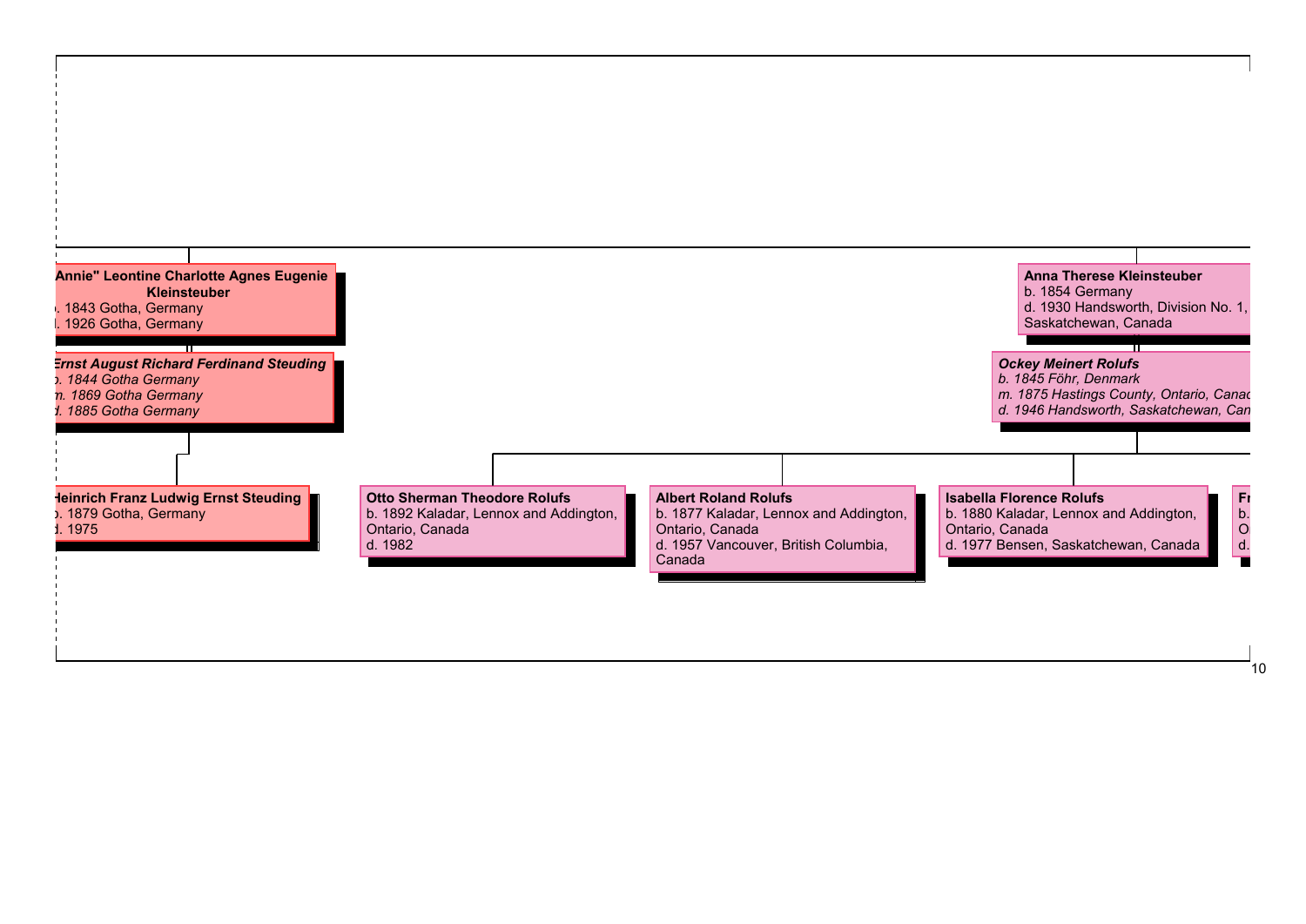**"Annie" Leontine Charlotte Agnes Eugenie Kleinsteuber**
b. 1843 Gotha, Germany
d. 1926 Gotha, Germany

***Ernst August Richard Ferdinand Steuding***
*b. 1844 Gotha Germany*
*m. 1869 Gotha Germany*
*d. 1885 Gotha Germany*

**Heinrich Franz Ludwig Ernst Steuding**
b. 1879 Gotha, Germany
d. 1975

**Anna Therese Kleinsteuber**
b. 1854 Germany
d. 1930 Handsworth, Division No. 1, Saskatchewan, Canada

***Ockey Meinert Rolufs***
*b. 1845 Föhr, Denmark*
*m. 1875 Hastings County, Ontario, Canad*
*d. 1946 Handsworth, Saskatchewan, Can*

**Otto Sherman Theodore Rolufs**
b. 1892 Kaladar, Lennox and Addington, Ontario, Canada
d. 1982

**Albert Roland Rolufs**
b. 1877 Kaladar, Lennox and Addington, Ontario, Canada
d. 1957 Vancouver, British Columbia, Canada

**Isabella Florence Rolufs**
b. 1880 Kaladar, Lennox and Addington, Ontario, Canada
d. 1977 Bensen, Saskatchewan, Canada

**Fr**
b.
O
d.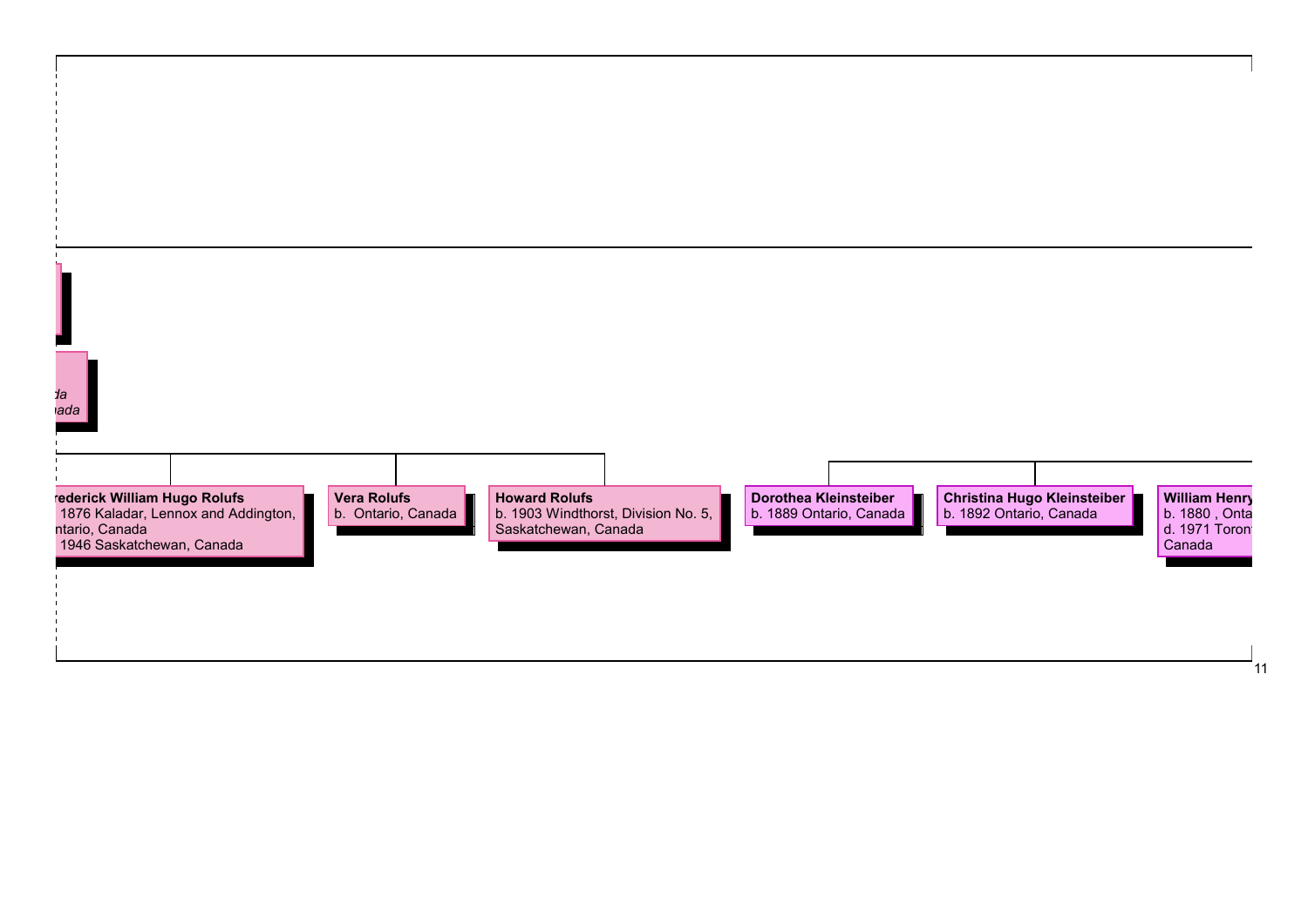da
nada

**rederick William Hugo Rolufs**
1876 Kaladar, Lennox and Addington,
ntario, Canada
1946 Saskatchewan, Canada

**Vera Rolufs**
b. Ontario, Canada

**Howard Rolufs**
b. 1903 Windthorst, Division No. 5,
Saskatchewan, Canada

**Dorothea Kleinsteiber**
b. 1889 Ontario, Canada

**Christina Hugo Kleinsteiber**
b. 1892 Ontario, Canada

**William Henry**
b. 1880 , Onta
d. 1971 Toron
Canada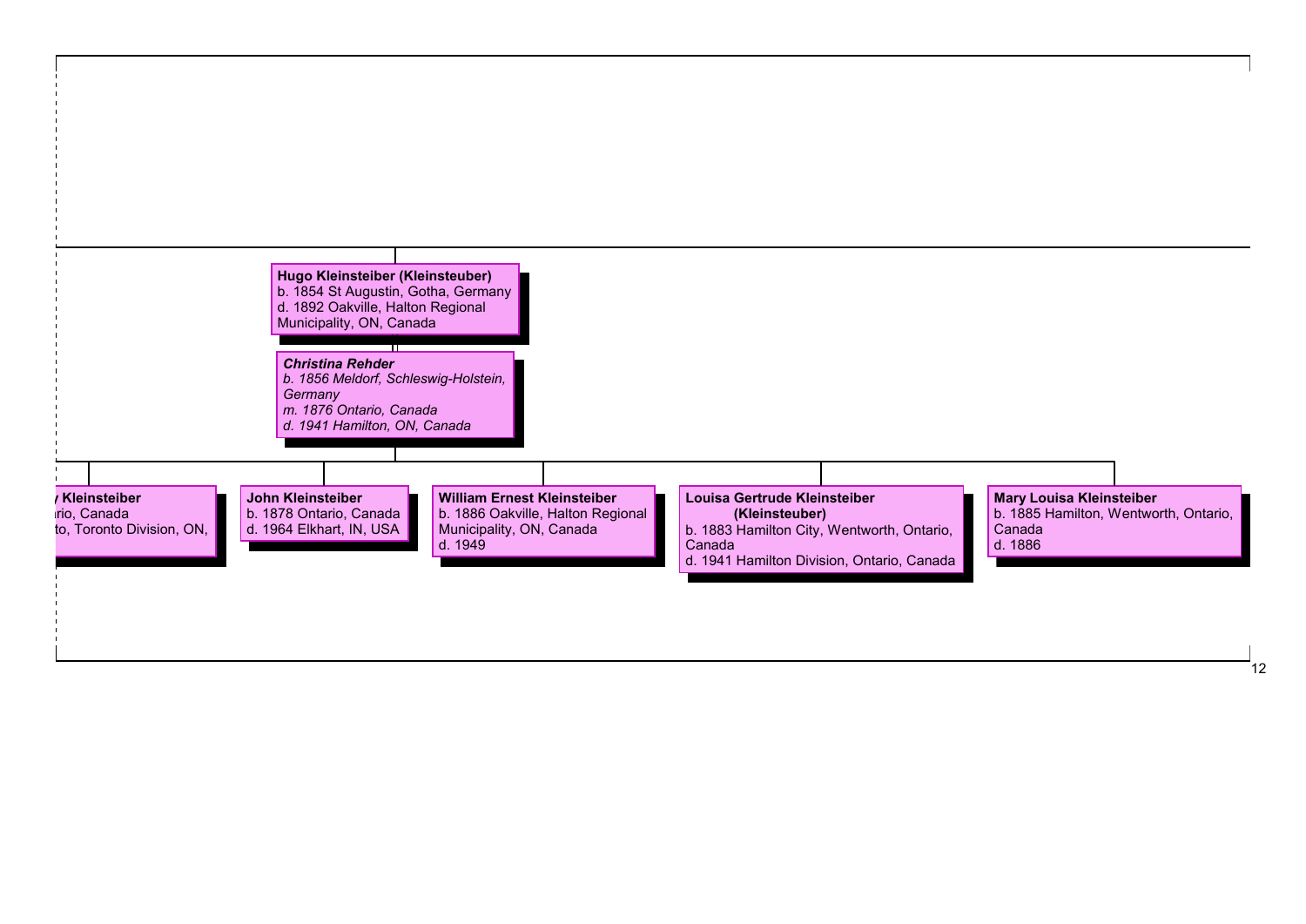**Hugo Kleinsteiber (Kleinsteuber)**
b. 1854 St Augustin, Gotha, Germany
d. 1892 Oakville, Halton Regional Municipality, ON, Canada

***Christina Rehder***
*b. 1856 Meldorf, Schleswig-Holstein, Germany*
*m. 1876 Ontario, Canada*
*d. 1941 Hamilton, ON, Canada*

**y Kleinsteiber**
rio, Canada
to, Toronto Division, ON,

**John Kleinsteiber**
b. 1878 Ontario, Canada
d. 1964 Elkhart, IN, USA

**William Ernest Kleinsteiber**
b. 1886 Oakville, Halton Regional Municipality, ON, Canada
d. 1949

**Louisa Gertrude Kleinsteiber (Kleinsteuber)**
b. 1883 Hamilton City, Wentworth, Ontario, Canada
d. 1941 Hamilton Division, Ontario, Canada

**Mary Louisa Kleinsteiber**
b. 1885 Hamilton, Wentworth, Ontario, Canada
d. 1886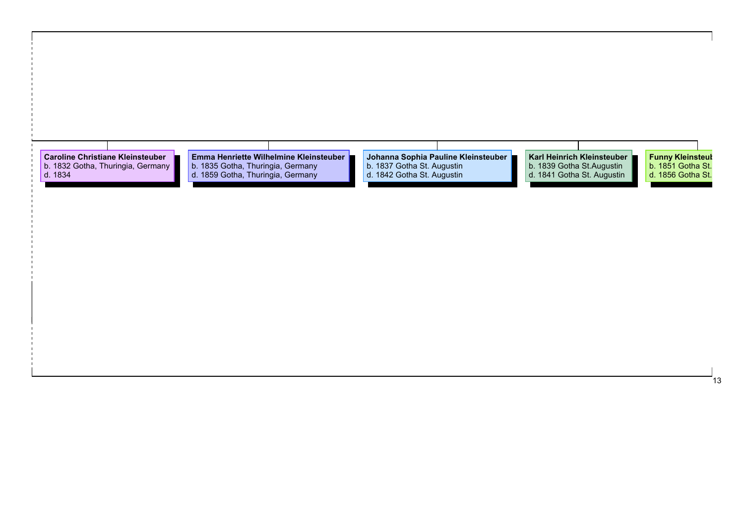**Caroline Christiane Kleinsteuber**
b. 1832 Gotha, Thuringia, Germany
d. 1834

**Emma Henriette Wilhelmine Kleinsteuber**
b. 1835 Gotha, Thuringia, Germany
d. 1859 Gotha, Thuringia, Germany

**Johanna Sophia Pauline Kleinsteuber**
b. 1837 Gotha St. Augustin
d. 1842 Gotha St. Augustin

**Karl Heinrich Kleinsteuber**
b. 1839 Gotha St.Augustin
d. 1841 Gotha St. Augustin

**Funny Kleinsteub**
b. 1851 Gotha St.
d. 1856 Gotha St.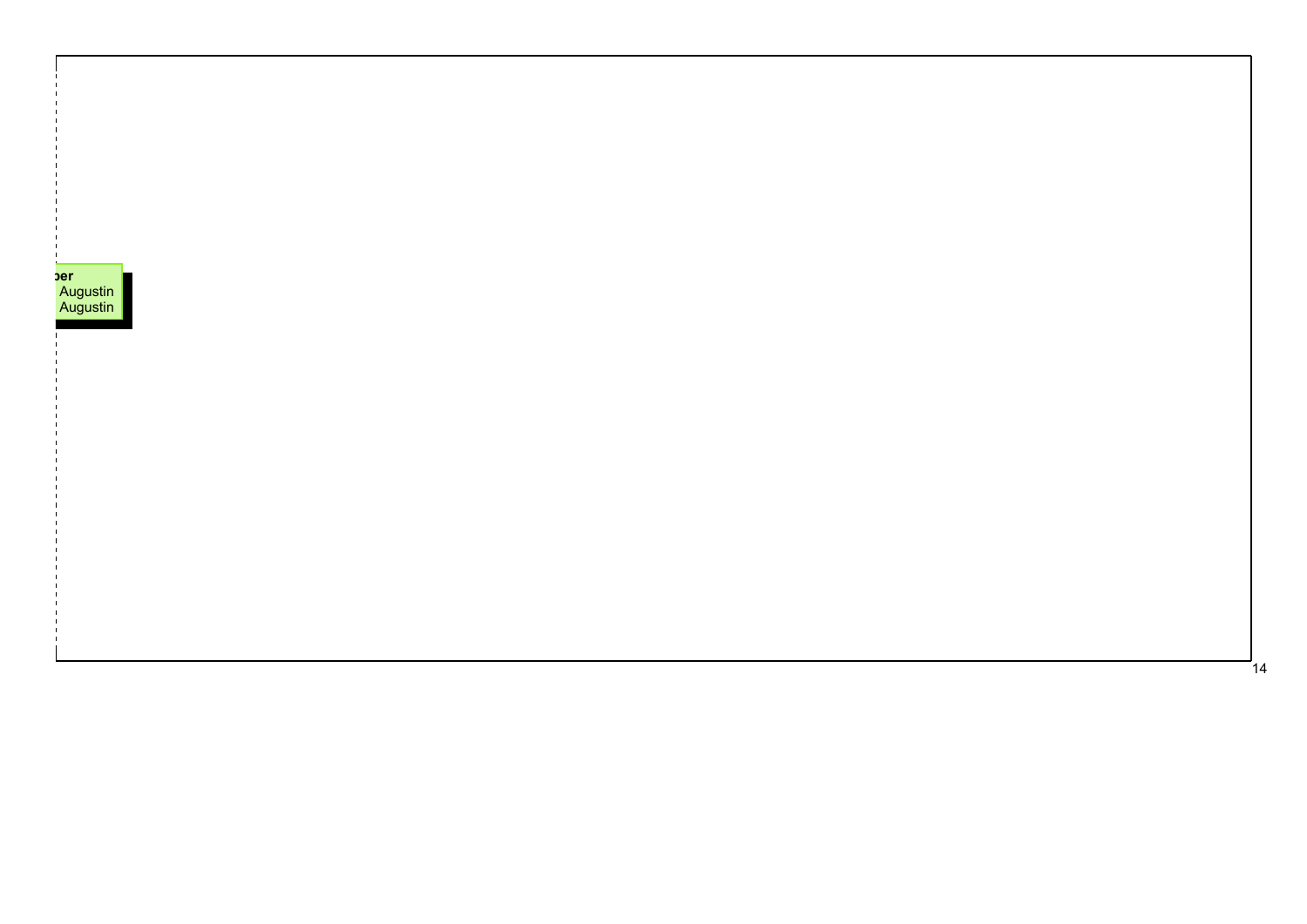**per**
Augustin
Augustin